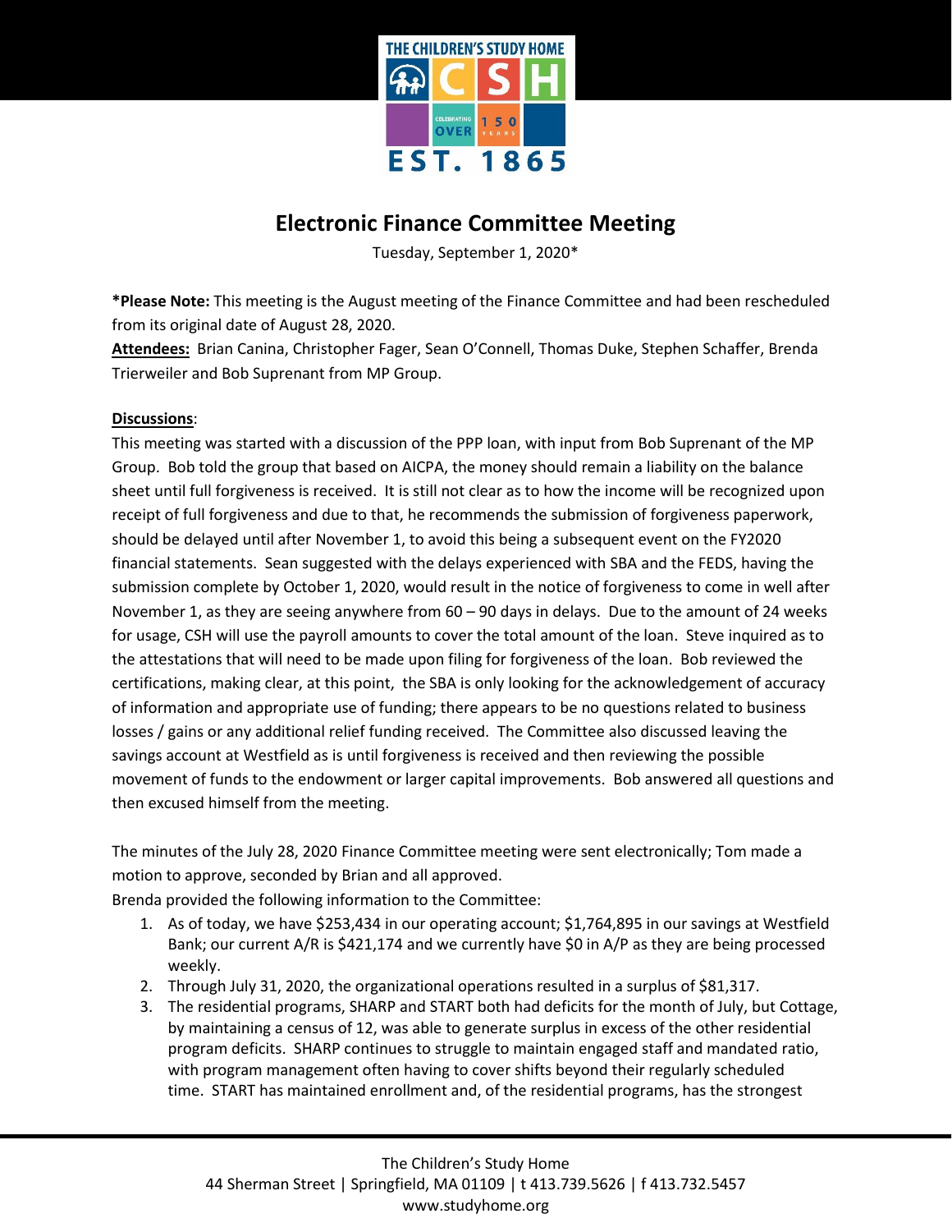# Electronic Finance Committee Meeting

Tuesday, September 1, 2020*

***Please Note:** This meeting is the August meeting of the Finance Committee and had been rescheduled from its original date of August 28, 2020.

**Attendees:** Brian Canina, Christopher Fager, Sean O'Connell, Thomas Duke, Stephen Schaffer, Brenda Trierweiler and Bob Suprenant from MP Group.

**Discussions**:

This meeting was started with a discussion of the PPP loan, with input from Bob Suprenant of the MP Group. Bob told the group that based on AICPA, the money should remain a liability on the balance sheet until full forgiveness is received. It is still not clear as to how the income will be recognized upon receipt of full forgiveness and due to that, he recommends the submission of forgiveness paperwork, should be delayed until after November 1, to avoid this being a subsequent event on the FY2020 financial statements. Sean suggested with the delays experienced with SBA and the FEDS, having the submission complete by October 1, 2020, would result in the notice of forgiveness to come in well after November 1, as they are seeing anywhere from 60 – 90 days in delays. Due to the amount of 24 weeks for usage, CSH will use the payroll amounts to cover the total amount of the loan. Steve inquired as to the attestations that will need to be made upon filing for forgiveness of the loan. Bob reviewed the certifications, making clear, at this point, the SBA is only looking for the acknowledgement of accuracy of information and appropriate use of funding; there appears to be no questions related to business losses / gains or any additional relief funding received. The Committee also discussed leaving the savings account at Westfield as is until forgiveness is received and then reviewing the possible movement of funds to the endowment or larger capital improvements. Bob answered all questions and then excused himself from the meeting.

The minutes of the July 28, 2020 Finance Committee meeting were sent electronically; Tom made a motion to approve, seconded by Brian and all approved.

Brenda provided the following information to the Committee:

1. As of today, we have $253,434 in our operating account; $1,764,895 in our savings at Westfield Bank; our current A/R is $421,174 and we currently have $0 in A/P as they are being processed weekly.
2. Through July 31, 2020, the organizational operations resulted in a surplus of $81,317.
3. The residential programs, SHARP and START both had deficits for the month of July, but Cottage, by maintaining a census of 12, was able to generate surplus in excess of the other residential program deficits. SHARP continues to struggle to maintain engaged staff and mandated ratio, with program management often having to cover shifts beyond their regularly scheduled time. START has maintained enrollment and, of the residential programs, has the strongest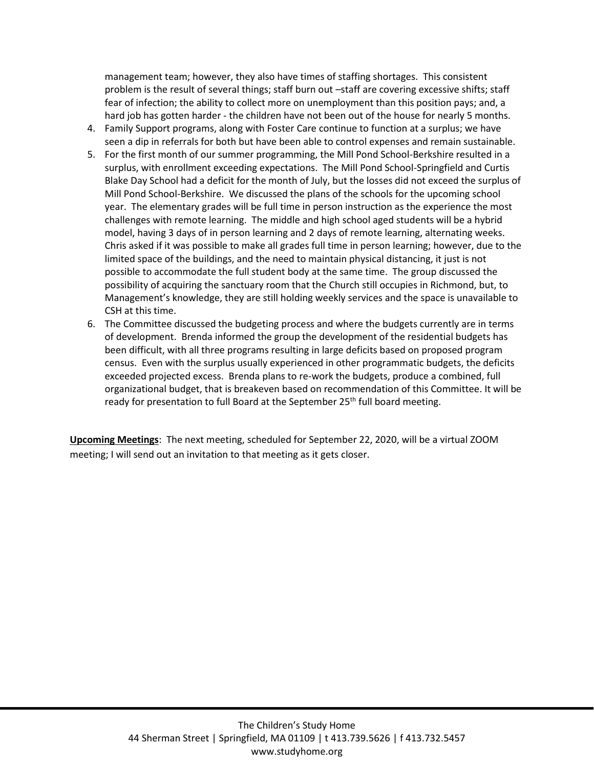management team; however, they also have times of staffing shortages. This consistent problem is the result of several things; staff burn out –staff are covering excessive shifts; staff fear of infection; the ability to collect more on unemployment than this position pays; and, a hard job has gotten harder - the children have not been out of the house for nearly 5 months.

4. Family Support programs, along with Foster Care continue to function at a surplus; we have seen a dip in referrals for both but have been able to control expenses and remain sustainable.
5. For the first month of our summer programming, the Mill Pond School-Berkshire resulted in a surplus, with enrollment exceeding expectations. The Mill Pond School-Springfield and Curtis Blake Day School had a deficit for the month of July, but the losses did not exceed the surplus of Mill Pond School-Berkshire. We discussed the plans of the schools for the upcoming school year. The elementary grades will be full time in person instruction as the experience the most challenges with remote learning. The middle and high school aged students will be a hybrid model, having 3 days of in person learning and 2 days of remote learning, alternating weeks. Chris asked if it was possible to make all grades full time in person learning; however, due to the limited space of the buildings, and the need to maintain physical distancing, it just is not possible to accommodate the full student body at the same time. The group discussed the possibility of acquiring the sanctuary room that the Church still occupies in Richmond, but, to Management's knowledge, they are still holding weekly services and the space is unavailable to CSH at this time.
6. The Committee discussed the budgeting process and where the budgets currently are in terms of development. Brenda informed the group the development of the residential budgets has been difficult, with all three programs resulting in large deficits based on proposed program census. Even with the surplus usually experienced in other programmatic budgets, the deficits exceeded projected excess. Brenda plans to re-work the budgets, produce a combined, full organizational budget, that is breakeven based on recommendation of this Committee. It will be ready for presentation to full Board at the September 25th full board meeting.

**Upcoming Meetings**: The next meeting, scheduled for September 22, 2020, will be a virtual ZOOM meeting; I will send out an invitation to that meeting as it gets closer.